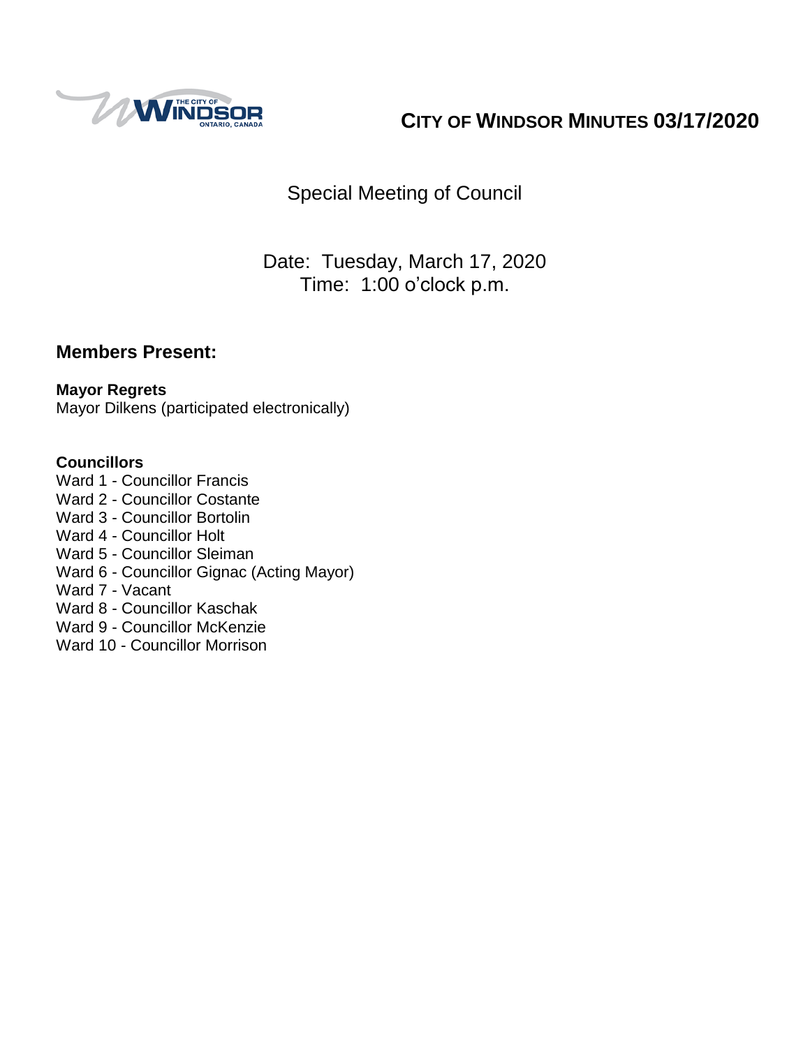# CITY OF WINDSOR MINUTES 03/17/2020

Special Meeting of Council

Date: Tuesday, March 17, 2020
Time: 1:00 o'clock p.m.

## Members Present:

**Mayor Regrets**
Mayor Dilkens (participated electronically)

**Councillors**
Ward 1 - Councillor Francis
Ward 2 - Councillor Costante
Ward 3 - Councillor Bortolin
Ward 4 - Councillor Holt
Ward 5 - Councillor Sleiman
Ward 6 - Councillor Gignac (Acting Mayor)
Ward 7 - Vacant
Ward 8 - Councillor Kaschak
Ward 9 - Councillor McKenzie
Ward 10 - Councillor Morrison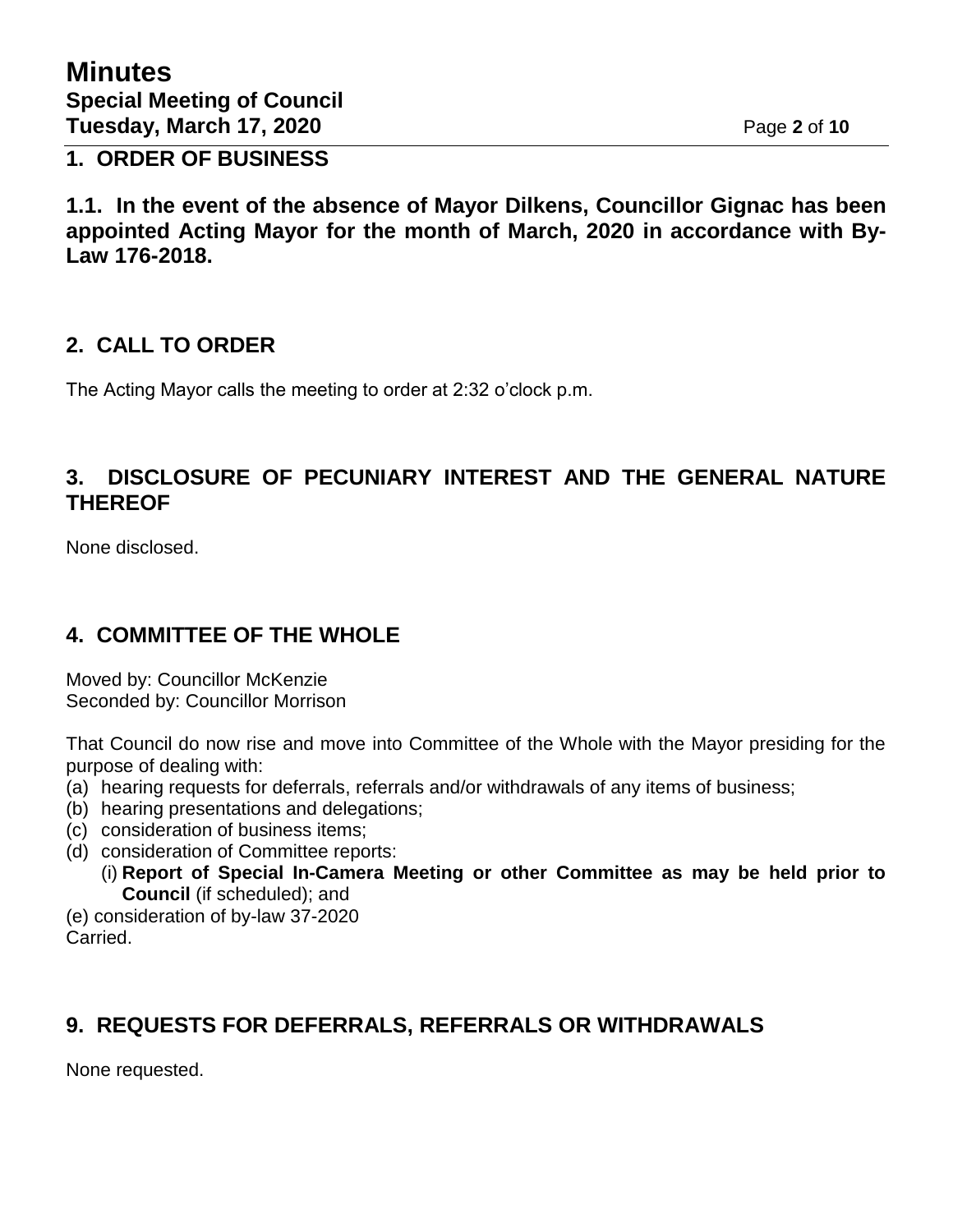## 1. ORDER OF BUSINESS

**1.1. In the event of the absence of Mayor Dilkens, Councillor Gignac has been appointed Acting Mayor for the month of March, 2020 in accordance with By-Law 176-2018.**

## 2. CALL TO ORDER

The Acting Mayor calls the meeting to order at 2:32 o'clock p.m.

## 3. DISCLOSURE OF PECUNIARY INTEREST AND THE GENERAL NATURE THEREOF

None disclosed.

## 4. COMMITTEE OF THE WHOLE

Moved by: Councillor McKenzie
Seconded by: Councillor Morrison

That Council do now rise and move into Committee of the Whole with the Mayor presiding for the purpose of dealing with:

(a) hearing requests for deferrals, referrals and/or withdrawals of any items of business;
(b) hearing presentations and delegations;
(c) consideration of business items;
(d) consideration of Committee reports:
    (i) **Report of Special In-Camera Meeting or other Committee as may be held prior to Council** (if scheduled); and
(e) consideration of by-law 37-2020

Carried.

## 9. REQUESTS FOR DEFERRALS, REFERRALS OR WITHDRAWALS

None requested.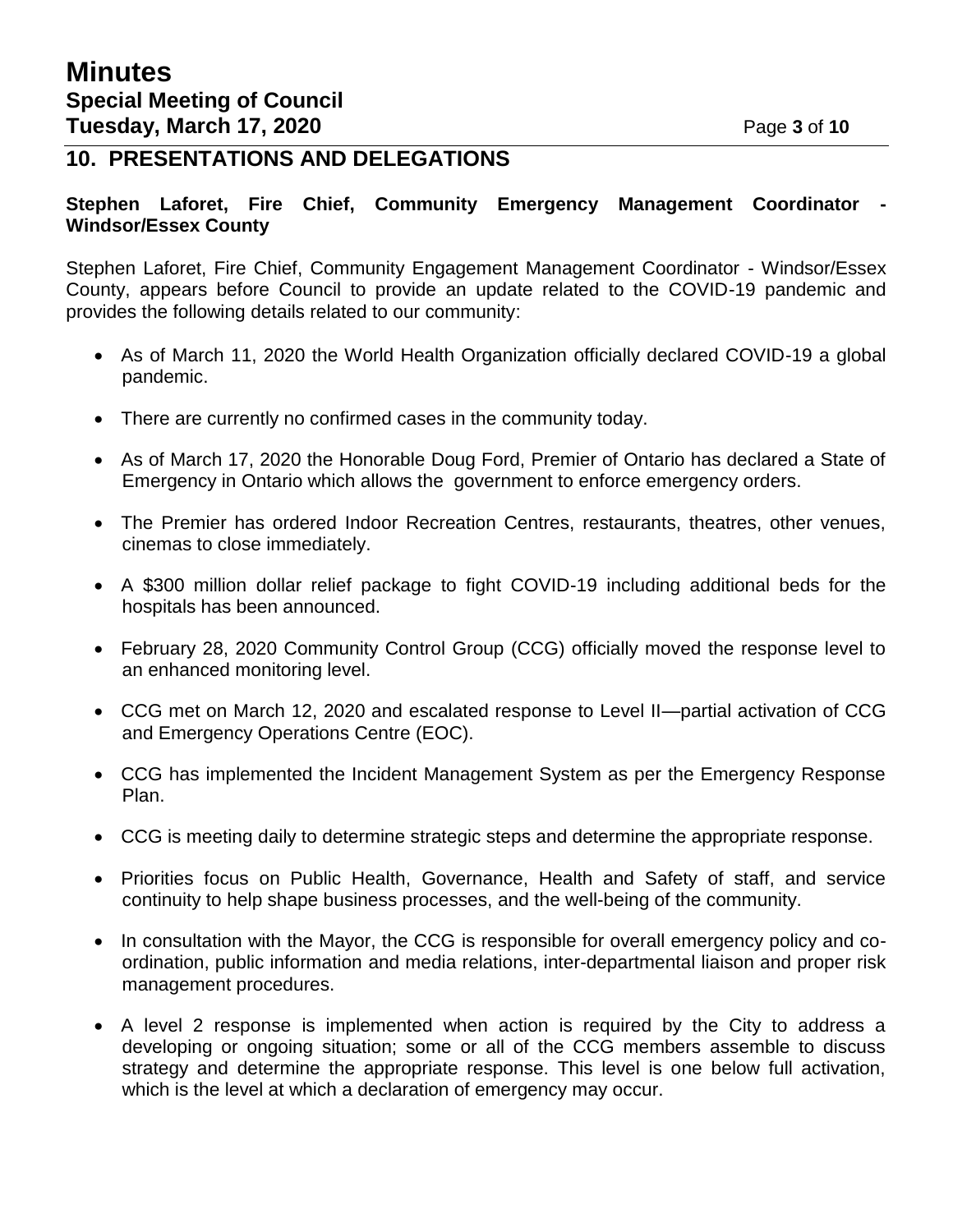## 10. PRESENTATIONS AND DELEGATIONS

**Stephen Laforet, Fire Chief, Community Emergency Management Coordinator - Windsor/Essex County**

Stephen Laforet, Fire Chief, Community Engagement Management Coordinator - Windsor/Essex County, appears before Council to provide an update related to the COVID-19 pandemic and provides the following details related to our community:

- As of March 11, 2020 the World Health Organization officially declared COVID-19 a global pandemic.
- There are currently no confirmed cases in the community today.
- As of March 17, 2020 the Honorable Doug Ford, Premier of Ontario has declared a State of Emergency in Ontario which allows the government to enforce emergency orders.
- The Premier has ordered Indoor Recreation Centres, restaurants, theatres, other venues, cinemas to close immediately.
- A $300 million dollar relief package to fight COVID-19 including additional beds for the hospitals has been announced.
- February 28, 2020 Community Control Group (CCG) officially moved the response level to an enhanced monitoring level.
- CCG met on March 12, 2020 and escalated response to Level II—partial activation of CCG and Emergency Operations Centre (EOC).
- CCG has implemented the Incident Management System as per the Emergency Response Plan.
- CCG is meeting daily to determine strategic steps and determine the appropriate response.
- Priorities focus on Public Health, Governance, Health and Safety of staff, and service continuity to help shape business processes, and the well-being of the community.
- In consultation with the Mayor, the CCG is responsible for overall emergency policy and co-ordination, public information and media relations, inter-departmental liaison and proper risk management procedures.
- A level 2 response is implemented when action is required by the City to address a developing or ongoing situation; some or all of the CCG members assemble to discuss strategy and determine the appropriate response. This level is one below full activation, which is the level at which a declaration of emergency may occur.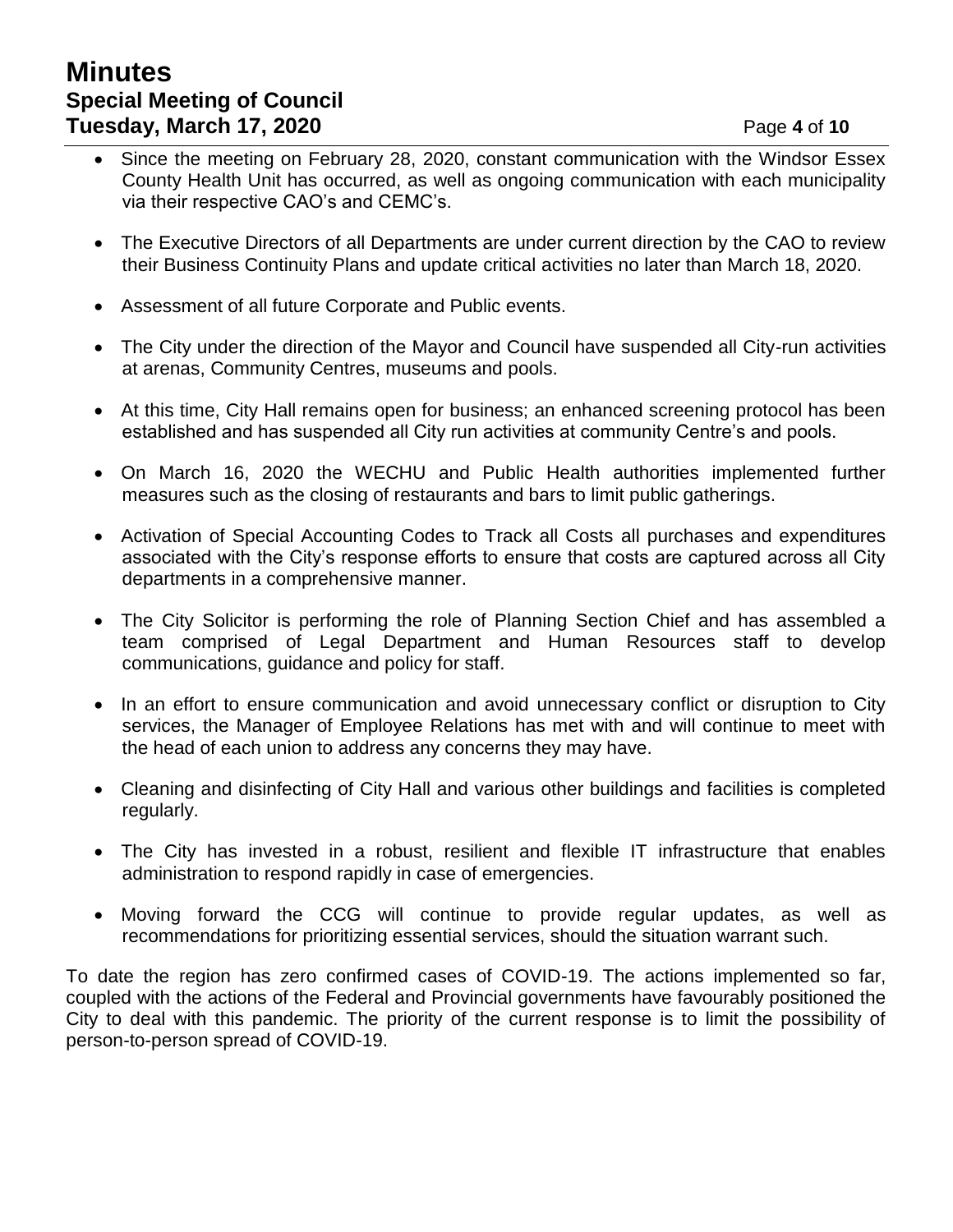- Since the meeting on February 28, 2020, constant communication with the Windsor Essex County Health Unit has occurred, as well as ongoing communication with each municipality via their respective CAO's and CEMC's.
- The Executive Directors of all Departments are under current direction by the CAO to review their Business Continuity Plans and update critical activities no later than March 18, 2020.
- Assessment of all future Corporate and Public events.
- The City under the direction of the Mayor and Council have suspended all City-run activities at arenas, Community Centres, museums and pools.
- At this time, City Hall remains open for business; an enhanced screening protocol has been established and has suspended all City run activities at community Centre's and pools.
- On March 16, 2020 the WECHU and Public Health authorities implemented further measures such as the closing of restaurants and bars to limit public gatherings.
- Activation of Special Accounting Codes to Track all Costs all purchases and expenditures associated with the City's response efforts to ensure that costs are captured across all City departments in a comprehensive manner.
- The City Solicitor is performing the role of Planning Section Chief and has assembled a team comprised of Legal Department and Human Resources staff to develop communications, guidance and policy for staff.
- In an effort to ensure communication and avoid unnecessary conflict or disruption to City services, the Manager of Employee Relations has met with and will continue to meet with the head of each union to address any concerns they may have.
- Cleaning and disinfecting of City Hall and various other buildings and facilities is completed regularly.
- The City has invested in a robust, resilient and flexible IT infrastructure that enables administration to respond rapidly in case of emergencies.
- Moving forward the CCG will continue to provide regular updates, as well as recommendations for prioritizing essential services, should the situation warrant such.

To date the region has zero confirmed cases of COVID-19. The actions implemented so far, coupled with the actions of the Federal and Provincial governments have favourably positioned the City to deal with this pandemic. The priority of the current response is to limit the possibility of person-to-person spread of COVID-19.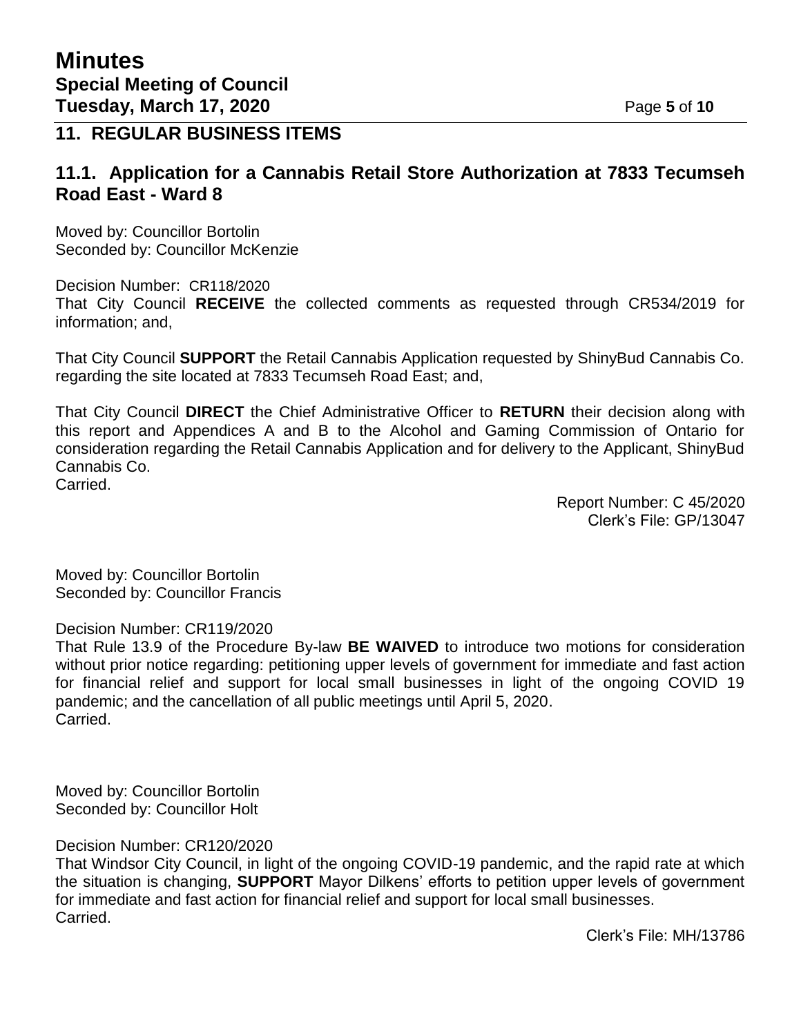## 11. REGULAR BUSINESS ITEMS

### 11.1. Application for a Cannabis Retail Store Authorization at 7833 Tecumseh Road East - Ward 8

Moved by: Councillor Bortolin
Seconded by: Councillor McKenzie

Decision Number: CR118/2020
That City Council **RECEIVE** the collected comments as requested through CR534/2019 for information; and,

That City Council **SUPPORT** the Retail Cannabis Application requested by ShinyBud Cannabis Co. regarding the site located at 7833 Tecumseh Road East; and,

That City Council **DIRECT** the Chief Administrative Officer to **RETURN** their decision along with this report and Appendices A and B to the Alcohol and Gaming Commission of Ontario for consideration regarding the Retail Cannabis Application and for delivery to the Applicant, ShinyBud Cannabis Co.
Carried.

Report Number: C 45/2020
Clerk's File: GP/13047

Moved by: Councillor Bortolin
Seconded by: Councillor Francis

Decision Number: CR119/2020
That Rule 13.9 of the Procedure By-law **BE WAIVED** to introduce two motions for consideration without prior notice regarding: petitioning upper levels of government for immediate and fast action for financial relief and support for local small businesses in light of the ongoing COVID 19 pandemic; and the cancellation of all public meetings until April 5, 2020.
Carried.

Moved by: Councillor Bortolin
Seconded by: Councillor Holt

Decision Number: CR120/2020
That Windsor City Council, in light of the ongoing COVID-19 pandemic, and the rapid rate at which the situation is changing, **SUPPORT** Mayor Dilkens' efforts to petition upper levels of government for immediate and fast action for financial relief and support for local small businesses.
Carried.

Clerk's File: MH/13786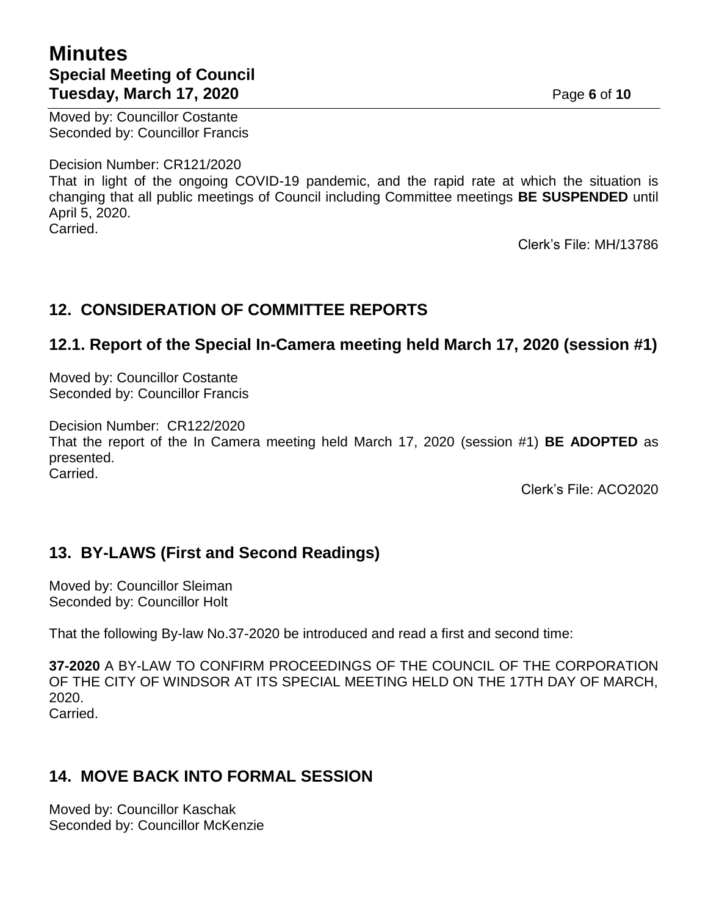Moved by: Councillor Costante
Seconded by: Councillor Francis

Decision Number: CR121/2020
That in light of the ongoing COVID-19 pandemic, and the rapid rate at which the situation is changing that all public meetings of Council including Committee meetings **BE SUSPENDED** until April 5, 2020.
Carried.

Clerk's File: MH/13786

## 12. CONSIDERATION OF COMMITTEE REPORTS

### 12.1. Report of the Special In-Camera meeting held March 17, 2020 (session #1)

Moved by: Councillor Costante
Seconded by: Councillor Francis

Decision Number: CR122/2020
That the report of the In Camera meeting held March 17, 2020 (session #1) **BE ADOPTED** as presented.
Carried.

Clerk's File: ACO2020

## 13. BY-LAWS (First and Second Readings)

Moved by: Councillor Sleiman
Seconded by: Councillor Holt

That the following By-law No.37-2020 be introduced and read a first and second time:

**37-2020** A BY-LAW TO CONFIRM PROCEEDINGS OF THE COUNCIL OF THE CORPORATION OF THE CITY OF WINDSOR AT ITS SPECIAL MEETING HELD ON THE 17TH DAY OF MARCH, 2020.
Carried.

## 14. MOVE BACK INTO FORMAL SESSION

Moved by: Councillor Kaschak
Seconded by: Councillor McKenzie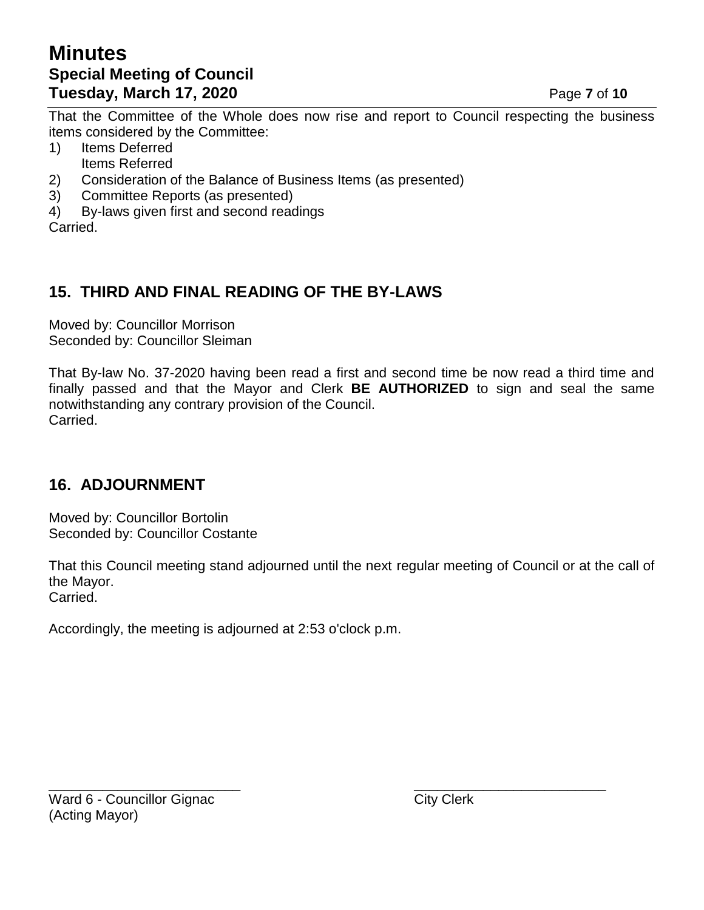That the Committee of the Whole does now rise and report to Council respecting the business items considered by the Committee:

1) Items Deferred
   Items Referred
2) Consideration of the Balance of Business Items (as presented)
3) Committee Reports (as presented)
4) By-laws given first and second readings

Carried.

## 15. THIRD AND FINAL READING OF THE BY-LAWS

Moved by: Councillor Morrison
Seconded by: Councillor Sleiman

That By-law No. 37-2020 having been read a first and second time be now read a third time and finally passed and that the Mayor and Clerk **BE AUTHORIZED** to sign and seal the same notwithstanding any contrary provision of the Council.
Carried.

## 16. ADJOURNMENT

Moved by: Councillor Bortolin
Seconded by: Councillor Costante

That this Council meeting stand adjourned until the next regular meeting of Council or at the call of the Mayor.
Carried.

Accordingly, the meeting is adjourned at 2:53 o'clock p.m.

___________________________
Ward 6 - Councillor Gignac
(Acting Mayor)

___________________________
City Clerk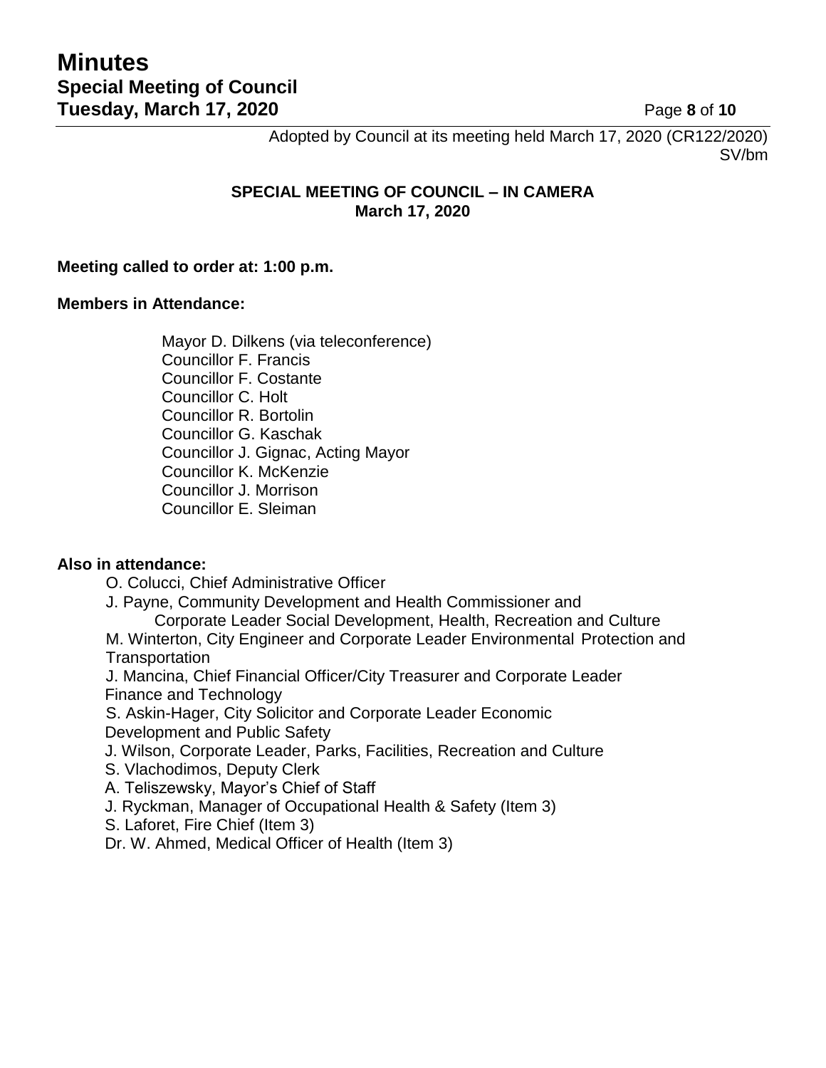Adopted by Council at its meeting held March 17, 2020 (CR122/2020)
SV/bm

## SPECIAL MEETING OF COUNCIL – IN CAMERA
**March 17, 2020**

**Meeting called to order at: 1:00 p.m.**

**Members in Attendance:**

Mayor D. Dilkens (via teleconference)
Councillor F. Francis
Councillor F. Costante
Councillor C. Holt
Councillor R. Bortolin
Councillor G. Kaschak
Councillor J. Gignac, Acting Mayor
Councillor K. McKenzie
Councillor J. Morrison
Councillor E. Sleiman

**Also in attendance:**

O. Colucci, Chief Administrative Officer
J. Payne, Community Development and Health Commissioner and Corporate Leader Social Development, Health, Recreation and Culture
M. Winterton, City Engineer and Corporate Leader Environmental Protection and Transportation
J. Mancina, Chief Financial Officer/City Treasurer and Corporate Leader Finance and Technology
S. Askin-Hager, City Solicitor and Corporate Leader Economic Development and Public Safety
J. Wilson, Corporate Leader, Parks, Facilities, Recreation and Culture
S. Vlachodimos, Deputy Clerk
A. Teliszewsky, Mayor's Chief of Staff
J. Ryckman, Manager of Occupational Health & Safety (Item 3)
S. Laforet, Fire Chief (Item 3)
Dr. W. Ahmed, Medical Officer of Health (Item 3)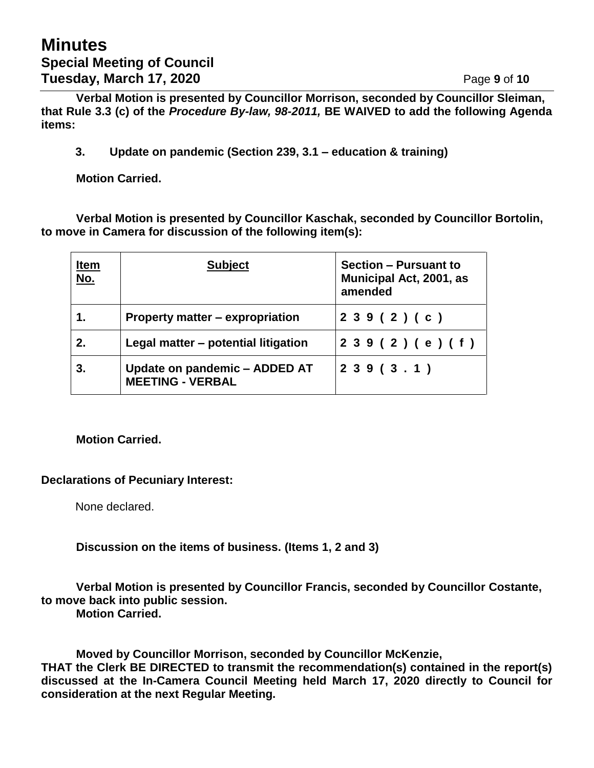**Verbal Motion is presented by Councillor Morrison, seconded by Councillor Sleiman, that Rule 3.3 (c) of the *Procedure By-law, 98-2011,* BE WAIVED to add the following Agenda items:**

**3. Update on pandemic (Section 239, 3.1 – education & training)**

**Motion Carried.**

**Verbal Motion is presented by Councillor Kaschak, seconded by Councillor Bortolin, to move in Camera for discussion of the following item(s):**

| Item No. | Subject | Section – Pursuant to Municipal Act, 2001, as amended |
|---|---|---|
| **1.** | **Property matter – expropriation** | **239(2)(c)** |
| **2.** | **Legal matter – potential litigation** | **239(2)(e)(f)** |
| **3.** | **Update on pandemic – ADDED AT MEETING - VERBAL** | **239(3.1)** |

**Motion Carried.**

**Declarations of Pecuniary Interest:**

None declared.

**Discussion on the items of business. (Items 1, 2 and 3)**

**Verbal Motion is presented by Councillor Francis, seconded by Councillor Costante, to move back into public session.**
**Motion Carried.**

**Moved by Councillor Morrison, seconded by Councillor McKenzie,**
**THAT the Clerk BE DIRECTED to transmit the recommendation(s) contained in the report(s) discussed at the In-Camera Council Meeting held March 17, 2020 directly to Council for consideration at the next Regular Meeting.**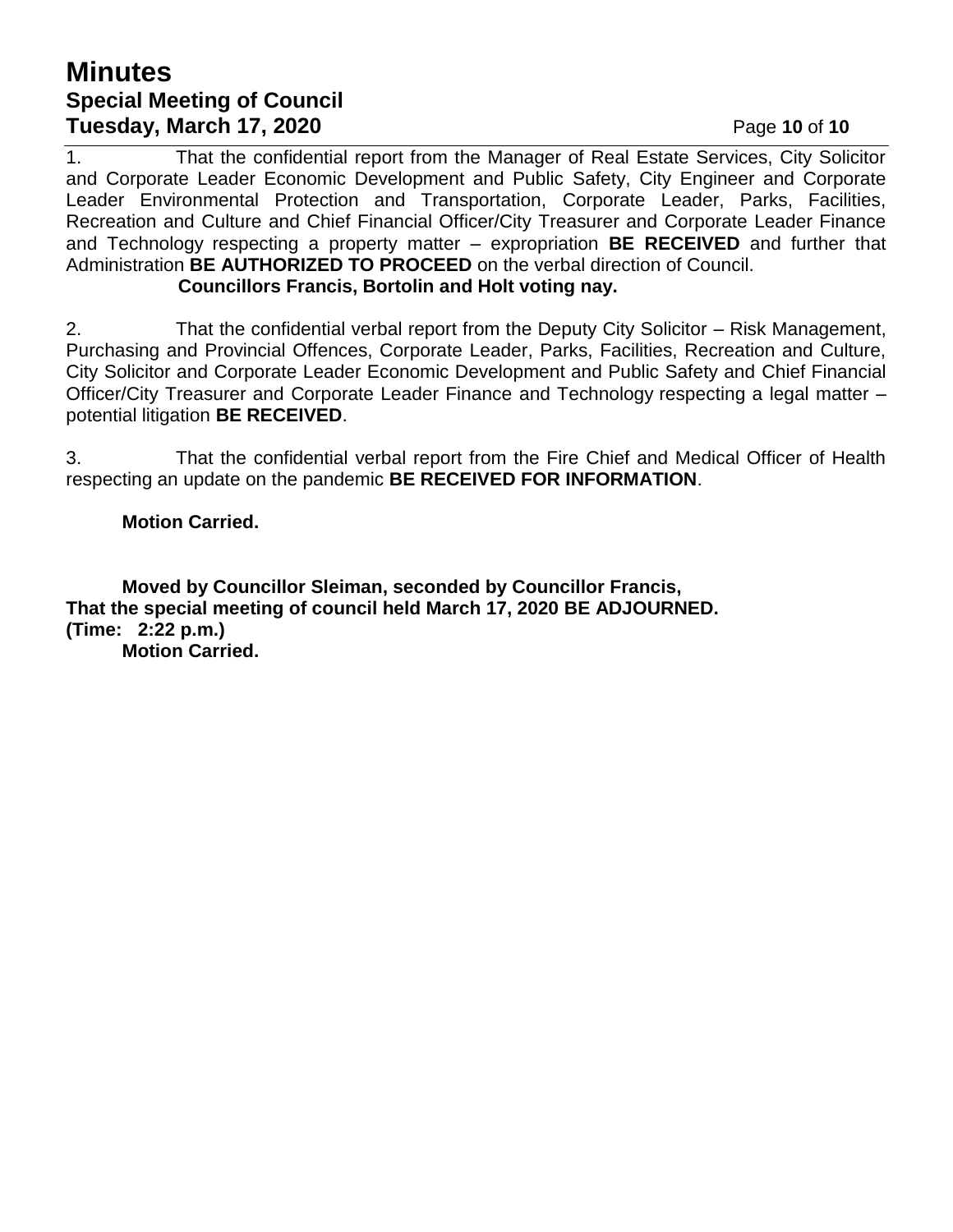1. That the confidential report from the Manager of Real Estate Services, City Solicitor and Corporate Leader Economic Development and Public Safety, City Engineer and Corporate Leader Environmental Protection and Transportation, Corporate Leader, Parks, Facilities, Recreation and Culture and Chief Financial Officer/City Treasurer and Corporate Leader Finance and Technology respecting a property matter – expropriation **BE RECEIVED** and further that Administration **BE AUTHORIZED TO PROCEED** on the verbal direction of Council.

**Councillors Francis, Bortolin and Holt voting nay.**

2. That the confidential verbal report from the Deputy City Solicitor – Risk Management, Purchasing and Provincial Offences, Corporate Leader, Parks, Facilities, Recreation and Culture, City Solicitor and Corporate Leader Economic Development and Public Safety and Chief Financial Officer/City Treasurer and Corporate Leader Finance and Technology respecting a legal matter – potential litigation **BE RECEIVED**.

3. That the confidential verbal report from the Fire Chief and Medical Officer of Health respecting an update on the pandemic **BE RECEIVED FOR INFORMATION**.

**Motion Carried.**

**Moved by Councillor Sleiman, seconded by Councillor Francis,**
**That the special meeting of council held March 17, 2020 BE ADJOURNED.**
**(Time: 2:22 p.m.)**
**Motion Carried.**